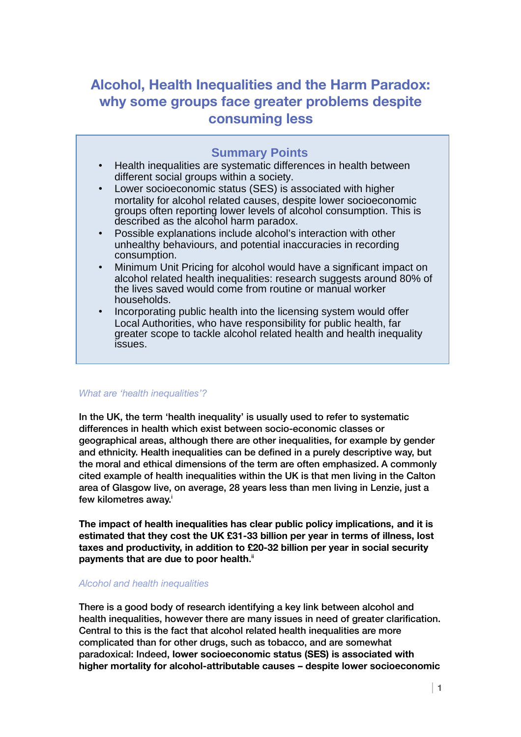# Alcohol, Health Inequalities and the Harm Paradox: why some groups face greater problems despite consuming less

## Summary Points

- Health inequalities are systematic differences in health between different social groups within a society.
- Lower socioeconomic status (SES) is associated with higher mortality for alcohol related causes, despite lower socioeconomic groups often reporting lower levels of alcohol consumption. This is described as the alcohol harm paradox.
- Possible explanations include alcohol's interaction with other unhealthy behaviours, and potential inaccuracies in recording consumption.
- Minimum Unit Pricing for alcohol would have a significant impact on alcohol related health inequalities: research suggests around 80% of the lives saved would come from routine or manual worker households.
- Incorporating public health into the licensing system would offer Local Authorities, who have responsibility for public health, far greater scope to tackle alcohol related health and health inequality issues.

### *What are 'health inequalities'?*

In the UK, the term 'health inequality' is usually used to refer to systematic differences in health which exist between socio-economic classes or geographical areas, although there are other inequalities, for example by gender and ethnicity. Health inequalities can be defined in a purely descriptive way, but the moral and ethical dimensions of the term are often emphasized. A commonly cited example of health inequalities within the UK is that men living in the Calton area of Glasgow live, on average, 28 years less than men living in Lenzie, just a few kilometres away.[i]

**The impact of health inequalities has clear public policy implications, and it is estimated that they cost the UK £31-33 billion per year in terms of illness, lost taxes and productivity, in addition to £20-32 billion per year in social security payments that are due to poor health.**[ii]

### *Alcohol and health inequalities*

There is a good body of research identifying a key link between alcohol and health inequalities, however there are many issues in need of greater clarification. Central to this is the fact that alcohol related health inequalities are more complicated than for other drugs, such as tobacco, and are somewhat paradoxical: Indeed, **lower socioeconomic status (SES) is associated with higher mortality for alcohol-attributable causes – despite lower socioeconomic**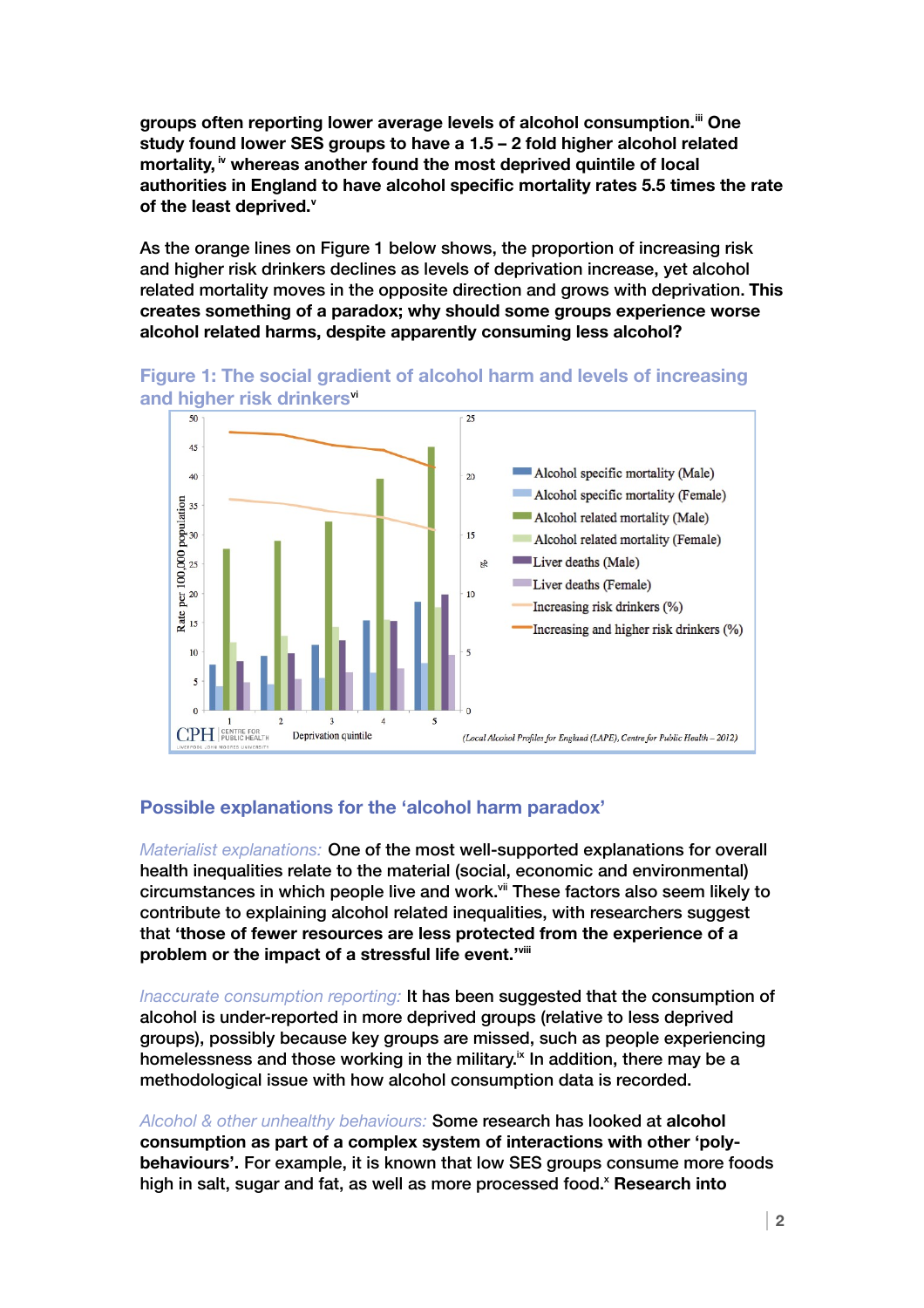**groups often reporting lower average levels of alcohol consumption.**[iii] **One study found lower SES groups to have a 1.5 – 2 fold higher alcohol related mortality,** [iv] **whereas another found the most deprived quintile of local authorities in England to have alcohol specific mortality rates 5.5 times the rate of the least deprived.**[v]

As the orange lines on Figure 1 below shows, the proportion of increasing risk and higher risk drinkers declines as levels of deprivation increase, yet alcohol related mortality moves in the opposite direction and grows with deprivation. **This creates something of a paradox; why should some groups experience worse alcohol related harms, despite apparently consuming less alcohol?**

## Figure 1: The social gradient of alcohol harm and levels of increasing and higher risk drinkers[vi]

## Possible explanations for the 'alcohol harm paradox'

*Materialist explanations:* One of the most well-supported explanations for overall health inequalities relate to the material (social, economic and environmental) circumstances in which people live and work.[vii] These factors also seem likely to contribute to explaining alcohol related inequalities, with researchers suggest that **'those of fewer resources are less protected from the experience of a problem or the impact of a stressful life event.'**[viii]

*Inaccurate consumption reporting:* It has been suggested that the consumption of alcohol is under-reported in more deprived groups (relative to less deprived groups), possibly because key groups are missed, such as people experiencing homelessness and those working in the military.[ix] In addition, there may be a methodological issue with how alcohol consumption data is recorded.

*Alcohol & other unhealthy behaviours:* Some research has looked at **alcohol consumption as part of a complex system of interactions with other 'poly-behaviours'.** For example, it is known that low SES groups consume more foods high in salt, sugar and fat, as well as more processed food.[x] **Research into**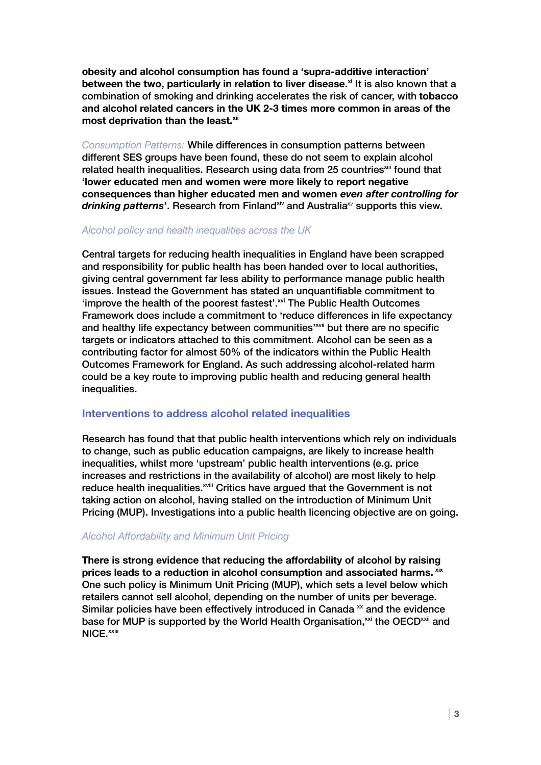**obesity and alcohol consumption has found a 'supra-additive interaction' between the two, particularly in relation to liver disease.**[xi] It is also known that a combination of smoking and drinking accelerates the risk of cancer, with **tobacco and alcohol related cancers in the UK 2-3 times more common in areas of the most deprivation than the least.**[xii]

*Consumption Patterns:* While differences in consumption patterns between different SES groups have been found, these do not seem to explain alcohol related health inequalities. Research using data from 25 countries[xiii] found that **'lower educated men and women were more likely to report negative consequences than higher educated men and women *even after controlling for drinking patterns*'**. Research from Finland[xiv] and Australia[xv] supports this view.

### *Alcohol policy and health inequalities across the UK*

Central targets for reducing health inequalities in England have been scrapped and responsibility for public health has been handed over to local authorities, giving central government far less ability to performance manage public health issues. Instead the Government has stated an unquantifiable commitment to 'improve the health of the poorest fastest'.[xvi] The Public Health Outcomes Framework does include a commitment to 'reduce differences in life expectancy and healthy life expectancy between communities'[xvii] but there are no specific targets or indicators attached to this commitment. Alcohol can be seen as a contributing factor for almost 50% of the indicators within the Public Health Outcomes Framework for England. As such addressing alcohol-related harm could be a key route to improving public health and reducing general health inequalities.

## Interventions to address alcohol related inequalities

Research has found that that public health interventions which rely on individuals to change, such as public education campaigns, are likely to increase health inequalities, whilst more 'upstream' public health interventions (e.g. price increases and restrictions in the availability of alcohol) are most likely to help reduce health inequalities.[xviii] Critics have argued that the Government is not taking action on alcohol, having stalled on the introduction of Minimum Unit Pricing (MUP). Investigations into a public health licencing objective are on going.

### *Alcohol Affordability and Minimum Unit Pricing*

**There is strong evidence that reducing the affordability of alcohol by raising prices leads to a reduction in alcohol consumption and associated harms.** [xix] One such policy is Minimum Unit Pricing (MUP), which sets a level below which retailers cannot sell alcohol, depending on the number of units per beverage. Similar policies have been effectively introduced in Canada [xx] and the evidence base for MUP is supported by the World Health Organisation,[xxi] the OECD[xxii] and NICE.[xxiii]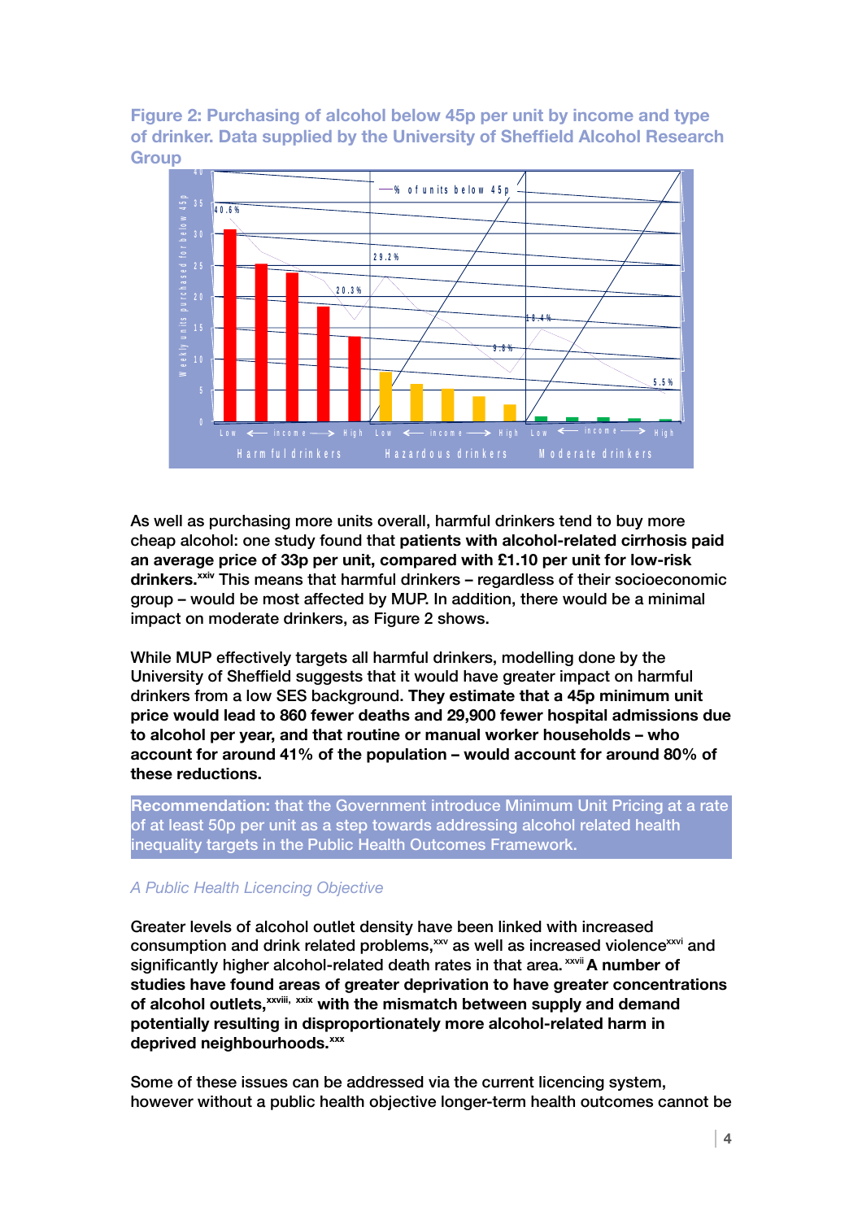Figure 2: Purchasing of alcohol below 45p per unit by income and type of drinker. Data supplied by the University of Sheffield Alcohol Research Group

As well as purchasing more units overall, harmful drinkers tend to buy more cheap alcohol: one study found that **patients with alcohol-related cirrhosis paid an average price of 33p per unit, compared with £1.10 per unit for low-risk drinkers.**[xxiv] This means that harmful drinkers – regardless of their socioeconomic group – would be most affected by MUP. In addition, there would be a minimal impact on moderate drinkers, as Figure 2 shows.

While MUP effectively targets all harmful drinkers, modelling done by the University of Sheffield suggests that it would have greater impact on harmful drinkers from a low SES background. **They estimate that a 45p minimum unit price would lead to 860 fewer deaths and 29,900 fewer hospital admissions due to alcohol per year, and that routine or manual worker households – who account for around 41% of the population – would account for around 80% of these reductions.**

**Recommendation:** that the Government introduce Minimum Unit Pricing at a rate of at least 50p per unit as a step towards addressing alcohol related health inequality targets in the Public Health Outcomes Framework.

*A Public Health Licencing Objective*

Greater levels of alcohol outlet density have been linked with increased consumption and drink related problems,[xxv] as well as increased violence[xxvi] and significantly higher alcohol-related death rates in that area.[xxvii] **A number of studies have found areas of greater deprivation to have greater concentrations of alcohol outlets,[xxviii, xxix] with the mismatch between supply and demand potentially resulting in disproportionately more alcohol-related harm in deprived neighbourhoods.[xxx]**

Some of these issues can be addressed via the current licencing system, however without a public health objective longer-term health outcomes cannot be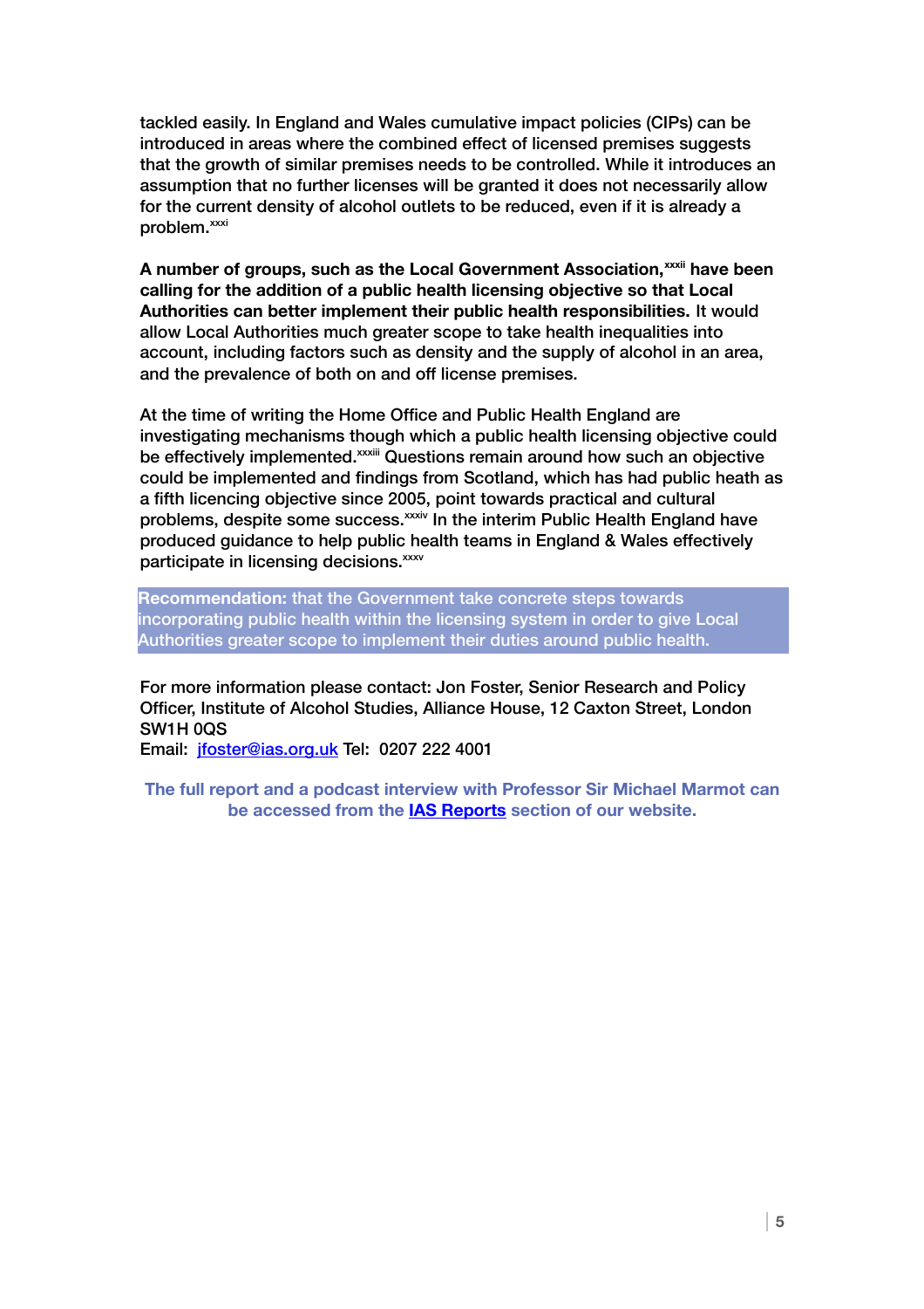tackled easily. In England and Wales cumulative impact policies (CIPs) can be introduced in areas where the combined effect of licensed premises suggests that the growth of similar premises needs to be controlled. While it introduces an assumption that no further licenses will be granted it does not necessarily allow for the current density of alcohol outlets to be reduced, even if it is already a problem.[xxxi]

**A number of groups, such as the Local Government Association,[xxxii] have been calling for the addition of a public health licensing objective so that Local Authorities can better implement their public health responsibilities.** It would allow Local Authorities much greater scope to take health inequalities into account, including factors such as density and the supply of alcohol in an area, and the prevalence of both on and off license premises.

At the time of writing the Home Office and Public Health England are investigating mechanisms though which a public health licensing objective could be effectively implemented.[xxxiii] Questions remain around how such an objective could be implemented and findings from Scotland, which has had public heath as a fifth licencing objective since 2005, point towards practical and cultural problems, despite some success.[xxxiv] In the interim Public Health England have produced guidance to help public health teams in England & Wales effectively participate in licensing decisions.[xxxv]

**Recommendation:** that the Government take concrete steps towards incorporating public health within the licensing system in order to give Local Authorities greater scope to implement their duties around public health.

For more information please contact: Jon Foster, Senior Research and Policy Officer, Institute of Alcohol Studies, Alliance House, 12 Caxton Street, London SW1H 0QS
Email: jfoster@ias.org.uk Tel: 0207 222 4001

**The full report and a podcast interview with Professor Sir Michael Marmot can be accessed from the IAS Reports section of our website.**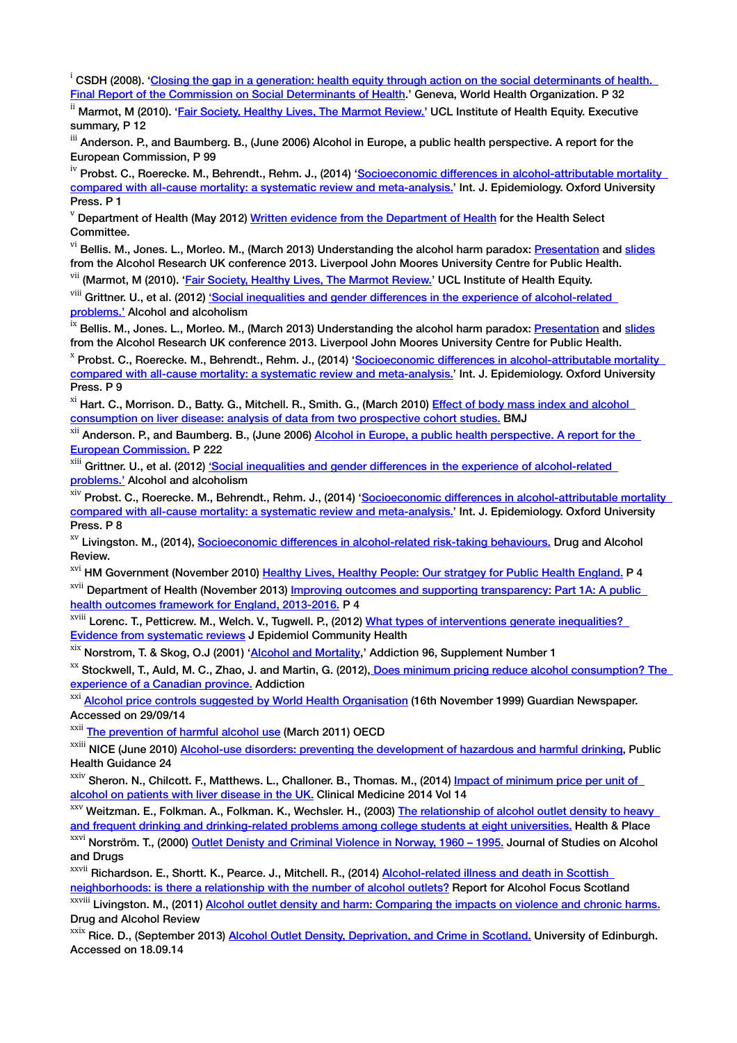[i] CSDH (2008). 'Closing the gap in a generation: health equity through action on the social determinants of health. Final Report of the Commission on Social Determinants of Health.' Geneva, World Health Organization. P 32

[ii] Marmot, M (2010). 'Fair Society, Healthy Lives, The Marmot Review.' UCL Institute of Health Equity. Executive summary, P 12

[iii] Anderson. P., and Baumberg. B., (June 2006) Alcohol in Europe, a public health perspective. A report for the European Commission, P 99

[iv] Probst. C., Roerecke. M., Behrendt., Rehm. J., (2014) 'Socioeconomic differences in alcohol-attributable mortality compared with all-cause mortality: a systematic review and meta-analysis.' Int. J. Epidemiology. Oxford University Press. P 1

[v] Department of Health (May 2012) Written evidence from the Department of Health for the Health Select Committee.

[vi] Bellis. M., Jones. L., Morleo. M., (March 2013) Understanding the alcohol harm paradox: Presentation and slides from the Alcohol Research UK conference 2013. Liverpool John Moores University Centre for Public Health.

[vii] (Marmot, M (2010). 'Fair Society, Healthy Lives, The Marmot Review.' UCL Institute of Health Equity.

[viii] Grittner. U., et al. (2012) 'Social inequalities and gender differences in the experience of alcohol-related problems.' Alcohol and alcoholism

[ix] Bellis. M., Jones. L., Morleo. M., (March 2013) Understanding the alcohol harm paradox: Presentation and slides from the Alcohol Research UK conference 2013. Liverpool John Moores University Centre for Public Health.

[x] Probst. C., Roerecke. M., Behrendt., Rehm. J., (2014) 'Socioeconomic differences in alcohol-attributable mortality compared with all-cause mortality: a systematic review and meta-analysis.' Int. J. Epidemiology. Oxford University Press. P 9

[xi] Hart. C., Morrison. D., Batty. G., Mitchell. R., Smith. G., (March 2010) Effect of body mass index and alcohol consumption on liver disease: analysis of data from two prospective cohort studies. BMJ

[xii] Anderson. P., and Baumberg. B., (June 2006) Alcohol in Europe, a public health perspective. A report for the European Commission. P 222

[xiii] Grittner. U., et al. (2012) 'Social inequalities and gender differences in the experience of alcohol-related problems.' Alcohol and alcoholism

[xiv] Probst. C., Roerecke. M., Behrendt., Rehm. J., (2014) 'Socioeconomic differences in alcohol-attributable mortality compared with all-cause mortality: a systematic review and meta-analysis.' Int. J. Epidemiology. Oxford University Press. P 8

[xv] Livingston. M., (2014), Socioeconomic differences in alcohol-related risk-taking behaviours. Drug and Alcohol Review.

[xvi] HM Government (November 2010) Healthy Lives, Healthy People: Our stratgey for Public Health England. P 4

[xvii] Department of Health (November 2013) Improving outcomes and supporting transparency: Part 1A: A public health outcomes framework for England, 2013-2016. P 4

[xviii] Lorenc. T., Petticrew. M., Welch. V., Tugwell. P., (2012) What types of interventions generate inequalities? Evidence from systematic reviews J Epidemiol Community Health

[xix] Norstrom, T. & Skog, O.J (2001) 'Alcohol and Mortality,' Addiction 96, Supplement Number 1

[xx] Stockwell, T., Auld, M. C., Zhao, J. and Martin, G. (2012), Does minimum pricing reduce alcohol consumption? The experience of a Canadian province. Addiction

[xxi] Alcohol price controls suggested by World Health Organisation (16th November 1999) Guardian Newspaper. Accessed on 29/09/14

[xxii] The prevention of harmful alcohol use (March 2011) OECD

[xxiii] NICE (June 2010) Alcohol-use disorders: preventing the development of hazardous and harmful drinking, Public Health Guidance 24

[xxiv] Sheron. N., Chilcott. F., Matthews. L., Challoner. B., Thomas. M., (2014) Impact of minimum price per unit of alcohol on patients with liver disease in the UK. Clinical Medicine 2014 Vol 14

[xxv] Weitzman. E., Folkman. A., Folkman. K., Wechsler. H., (2003) The relationship of alcohol outlet density to heavy and frequent drinking and drinking-related problems among college students at eight universities. Health & Place

[xxvi] Norström. T., (2000) Outlet Denisty and Criminal Violence in Norway, 1960 – 1995. Journal of Studies on Alcohol and Drugs

[xxvii] Richardson. E., Shortt. K., Pearce. J., Mitchell. R., (2014) Alcohol-related illness and death in Scottish neighborhoods: is there a relationship with the number of alcohol outlets? Report for Alcohol Focus Scotland

[xxviii] Livingston. M., (2011) Alcohol outlet density and harm: Comparing the impacts on violence and chronic harms. Drug and Alcohol Review

[xxix] Rice. D., (September 2013) Alcohol Outlet Density, Deprivation, and Crime in Scotland. University of Edinburgh. Accessed on 18.09.14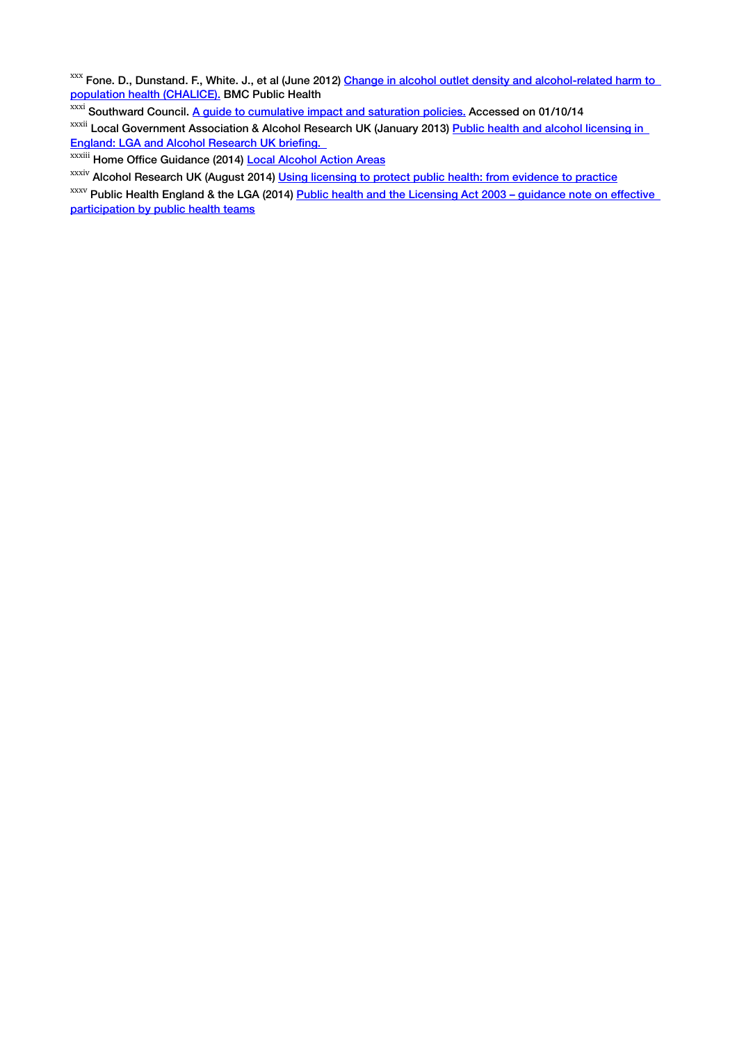[xxx] Fone. D., Dunstand. F., White. J., et al (June 2012) Change in alcohol outlet density and alcohol-related harm to population health (CHALICE). BMC Public Health

[xxxi] Southward Council. A guide to cumulative impact and saturation policies. Accessed on 01/10/14

[xxxii] Local Government Association & Alcohol Research UK (January 2013) Public health and alcohol licensing in England: LGA and Alcohol Research UK briefing.

[xxxiii] Home Office Guidance (2014) Local Alcohol Action Areas

[xxxiv] Alcohol Research UK (August 2014) Using licensing to protect public health: from evidence to practice

[xxxv] Public Health England & the LGA (2014) Public health and the Licensing Act 2003 – guidance note on effective participation by public health teams